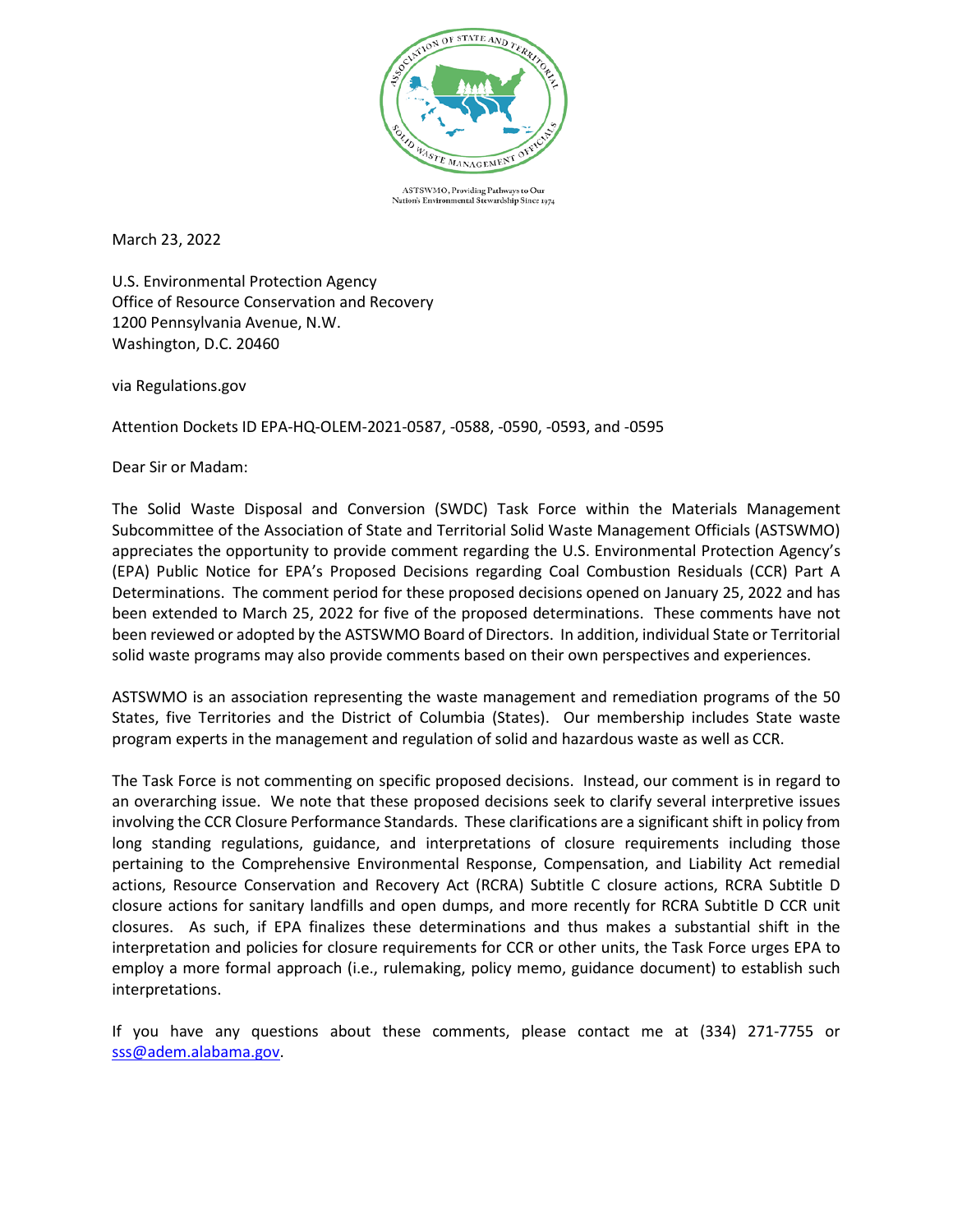ASTSWMO, Providing Pathways to Our Nation's Environmental Stewardship Since 1974

March 23, 2022

U.S. Environmental Protection Agency
Office of Resource Conservation and Recovery
1200 Pennsylvania Avenue, N.W.
Washington, D.C. 20460

via Regulations.gov

Attention Dockets ID EPA-HQ-OLEM-2021-0587, -0588, -0590, -0593, and -0595

Dear Sir or Madam:

The Solid Waste Disposal and Conversion (SWDC) Task Force within the Materials Management Subcommittee of the Association of State and Territorial Solid Waste Management Officials (ASTSWMO) appreciates the opportunity to provide comment regarding the U.S. Environmental Protection Agency's (EPA) Public Notice for EPA's Proposed Decisions regarding Coal Combustion Residuals (CCR) Part A Determinations. The comment period for these proposed decisions opened on January 25, 2022 and has been extended to March 25, 2022 for five of the proposed determinations. These comments have not been reviewed or adopted by the ASTSWMO Board of Directors. In addition, individual State or Territorial solid waste programs may also provide comments based on their own perspectives and experiences.

ASTSWMO is an association representing the waste management and remediation programs of the 50 States, five Territories and the District of Columbia (States). Our membership includes State waste program experts in the management and regulation of solid and hazardous waste as well as CCR.

The Task Force is not commenting on specific proposed decisions. Instead, our comment is in regard to an overarching issue. We note that these proposed decisions seek to clarify several interpretive issues involving the CCR Closure Performance Standards. These clarifications are a significant shift in policy from long standing regulations, guidance, and interpretations of closure requirements including those pertaining to the Comprehensive Environmental Response, Compensation, and Liability Act remedial actions, Resource Conservation and Recovery Act (RCRA) Subtitle C closure actions, RCRA Subtitle D closure actions for sanitary landfills and open dumps, and more recently for RCRA Subtitle D CCR unit closures. As such, if EPA finalizes these determinations and thus makes a substantial shift in the interpretation and policies for closure requirements for CCR or other units, the Task Force urges EPA to employ a more formal approach (i.e., rulemaking, policy memo, guidance document) to establish such interpretations.

If you have any questions about these comments, please contact me at (334) 271-7755 or sss@adem.alabama.gov.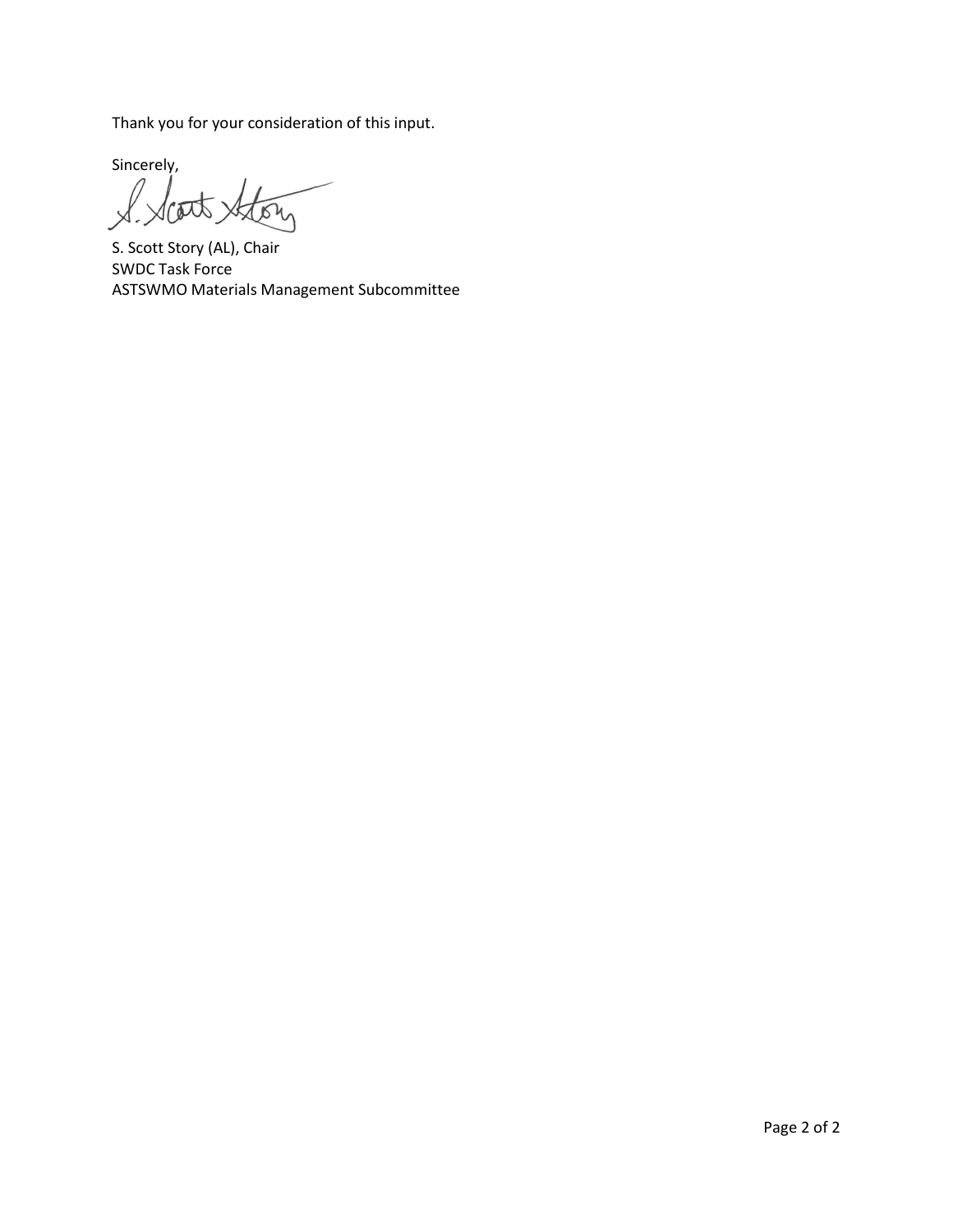Thank you for your consideration of this input.

Sincerely,

S. Scott Story (AL), Chair
SWDC Task Force
ASTSWMO Materials Management Subcommittee